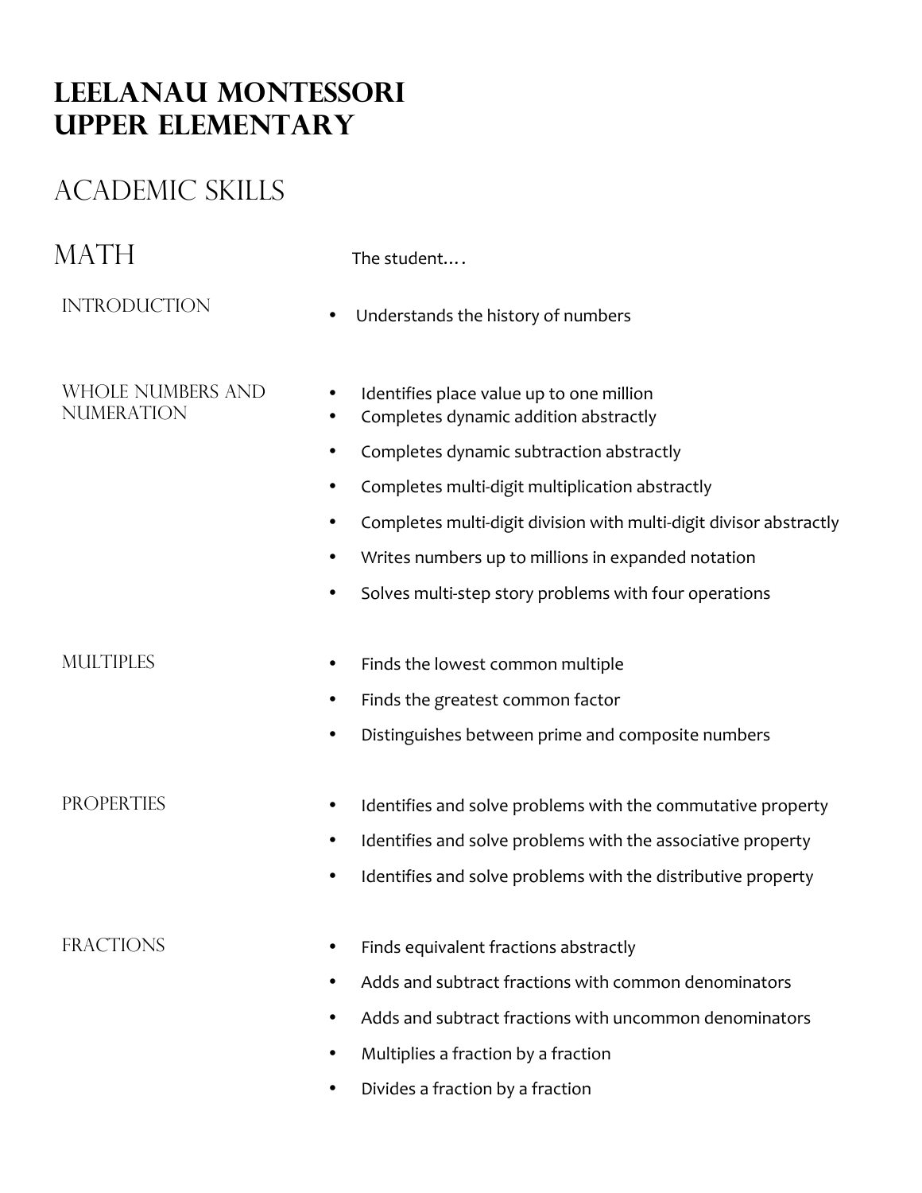# Leelanau Montessori Upper Elementary

## Academic Skills

## Math

The student….

### Introduction

- Understands the history of numbers

### Whole Numbers and Numeration

- Identifies place value up to one million
- Completes dynamic addition abstractly
- Completes dynamic subtraction abstractly
- Completes multi-digit multiplication abstractly
- Completes multi-digit division with multi-digit divisor abstractly
- Writes numbers up to millions in expanded notation
- Solves multi-step story problems with four operations

### Multiples

- Finds the lowest common multiple
- Finds the greatest common factor
- Distinguishes between prime and composite numbers

### Properties

- Identifies and solve problems with the commutative property
- Identifies and solve problems with the associative property
- Identifies and solve problems with the distributive property

### Fractions

- Finds equivalent fractions abstractly
- Adds and subtract fractions with common denominators
- Adds and subtract fractions with uncommon denominators
- Multiplies a fraction by a fraction
- Divides a fraction by a fraction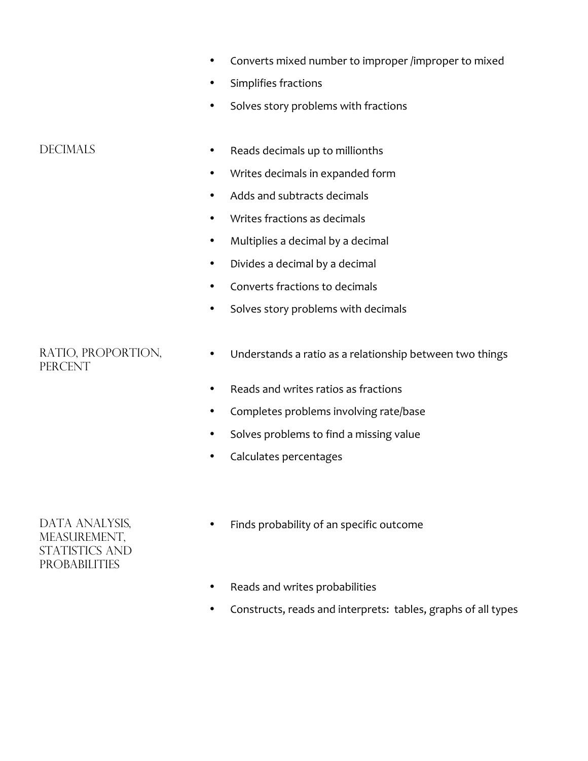- Converts mixed number to improper /improper to mixed
- Simplifies fractions
- Solves story problems with fractions

## Decimals

- Reads decimals up to millionths
- Writes decimals in expanded form
- Adds and subtracts decimals
- Writes fractions as decimals
- Multiplies a decimal by a decimal
- Divides a decimal by a decimal
- Converts fractions to decimals
- Solves story problems with decimals

## Ratio, Proportion, Percent

- Understands a ratio as a relationship between two things
- Reads and writes ratios as fractions
- Completes problems involving rate/base
- Solves problems to find a missing value
- Calculates percentages

## Data Analysis, Measurement, Statistics and Probabilities

- Finds probability of an specific outcome
- Reads and writes probabilities
- Constructs, reads and interprets: tables, graphs of all types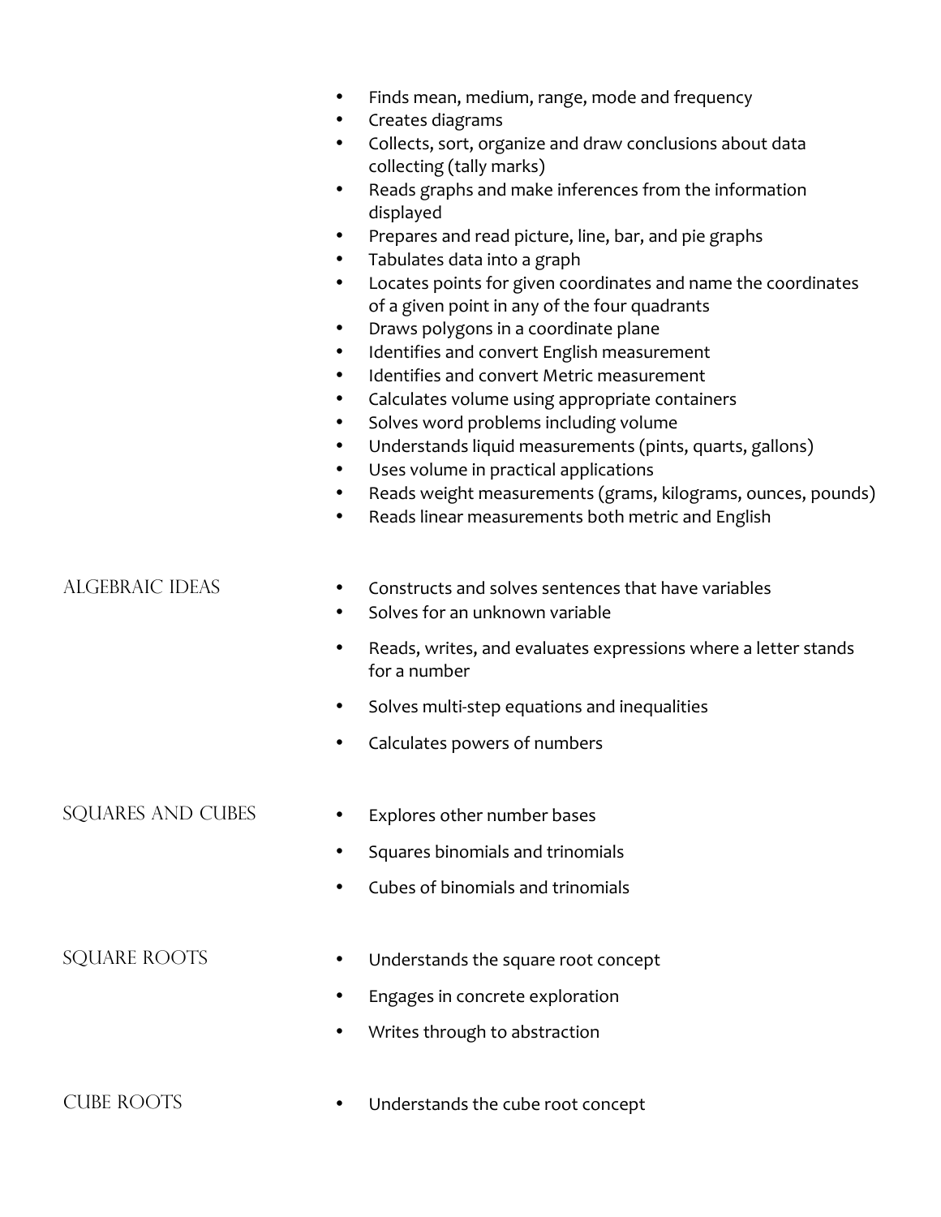- Finds mean, medium, range, mode and frequency
- Creates diagrams
- Collects, sort, organize and draw conclusions about data collecting (tally marks)
- Reads graphs and make inferences from the information displayed
- Prepares and read picture, line, bar, and pie graphs
- Tabulates data into a graph
- Locates points for given coordinates and name the coordinates of a given point in any of the four quadrants
- Draws polygons in a coordinate plane
- Identifies and convert English measurement
- Identifies and convert Metric measurement
- Calculates volume using appropriate containers
- Solves word problems including volume
- Understands liquid measurements (pints, quarts, gallons)
- Uses volume in practical applications
- Reads weight measurements (grams, kilograms, ounces, pounds)
- Reads linear measurements both metric and English

## Algebraic Ideas

- Constructs and solves sentences that have variables
- Solves for an unknown variable
- Reads, writes, and evaluates expressions where a letter stands for a number
- Solves multi-step equations and inequalities
- Calculates powers of numbers

## Squares and Cubes

- Explores other number bases
- Squares binomials and trinomials
- Cubes of binomials and trinomials

## Square Roots

- Understands the square root concept
- Engages in concrete exploration
- Writes through to abstraction

## Cube Roots

- Understands the cube root concept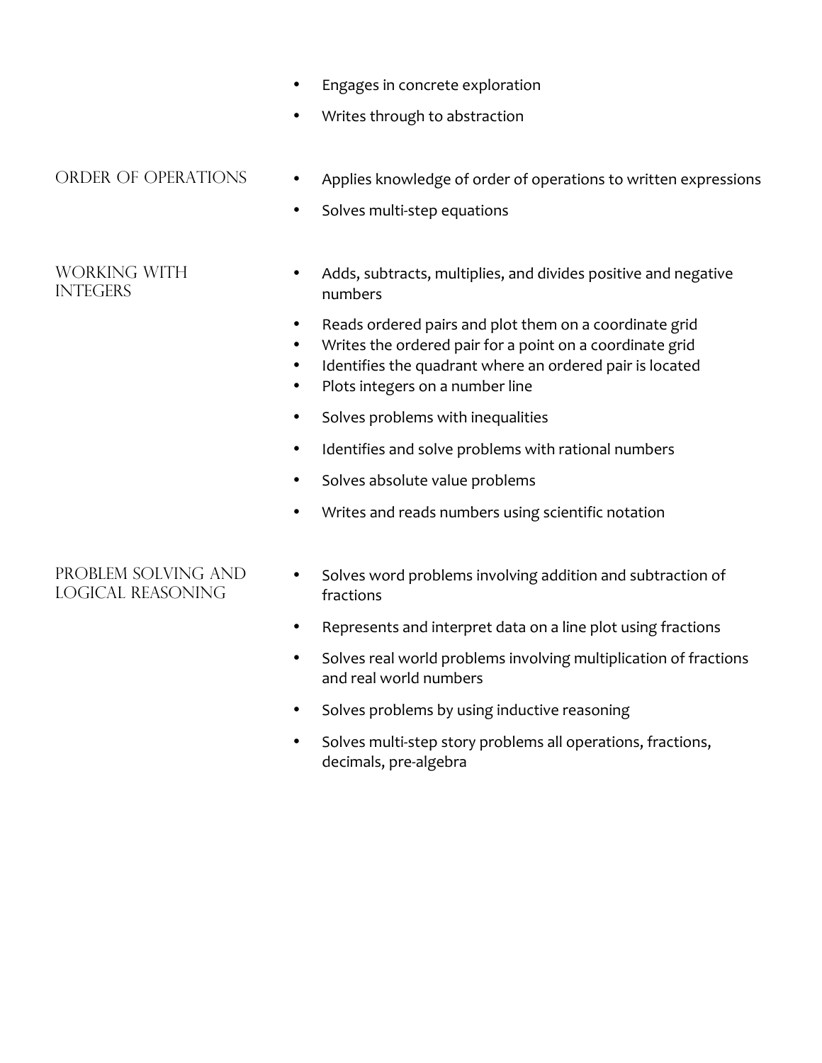- Engages in concrete exploration
- Writes through to abstraction

## ORDER OF OPERATIONS

- Applies knowledge of order of operations to written expressions
- Solves multi-step equations

## WORKING WITH INTEGERS

- Adds, subtracts, multiplies, and divides positive and negative numbers
- Reads ordered pairs and plot them on a coordinate grid
- Writes the ordered pair for a point on a coordinate grid
- Identifies the quadrant where an ordered pair is located
- Plots integers on a number line
- Solves problems with inequalities
- Identifies and solve problems with rational numbers
- Solves absolute value problems
- Writes and reads numbers using scientific notation

## PROBLEM SOLVING AND LOGICAL REASONING

- Solves word problems involving addition and subtraction of fractions
- Represents and interpret data on a line plot using fractions
- Solves real world problems involving multiplication of fractions and real world numbers
- Solves problems by using inductive reasoning
- Solves multi-step story problems all operations, fractions, decimals, pre-algebra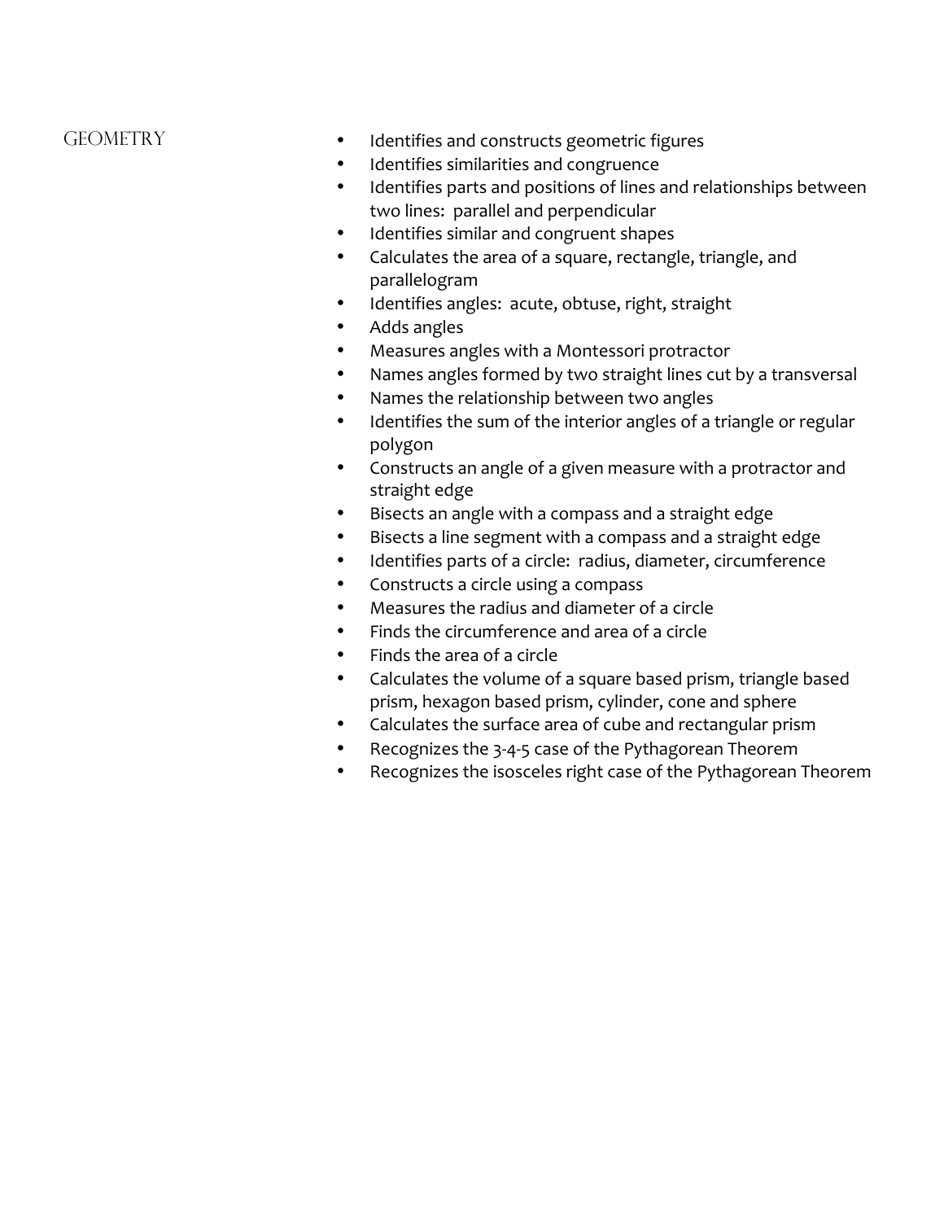## GEOMETRY

- Identifies and constructs geometric figures
- Identifies similarities and congruence
- Identifies parts and positions of lines and relationships between two lines: parallel and perpendicular
- Identifies similar and congruent shapes
- Calculates the area of a square, rectangle, triangle, and parallelogram
- Identifies angles: acute, obtuse, right, straight
- Adds angles
- Measures angles with a Montessori protractor
- Names angles formed by two straight lines cut by a transversal
- Names the relationship between two angles
- Identifies the sum of the interior angles of a triangle or regular polygon
- Constructs an angle of a given measure with a protractor and straight edge
- Bisects an angle with a compass and a straight edge
- Bisects a line segment with a compass and a straight edge
- Identifies parts of a circle: radius, diameter, circumference
- Constructs a circle using a compass
- Measures the radius and diameter of a circle
- Finds the circumference and area of a circle
- Finds the area of a circle
- Calculates the volume of a square based prism, triangle based prism, hexagon based prism, cylinder, cone and sphere
- Calculates the surface area of cube and rectangular prism
- Recognizes the 3-4-5 case of the Pythagorean Theorem
- Recognizes the isosceles right case of the Pythagorean Theorem